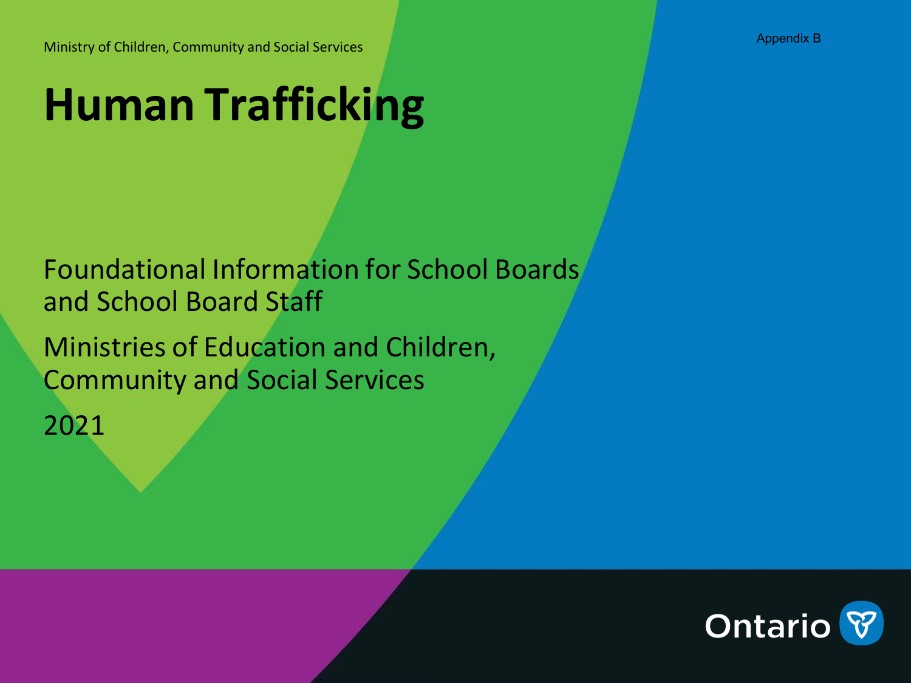Appendix B

Ministry of Children, Community and Social Services

# Human Trafficking

Foundational Information for School Boards and School Board Staff

Ministries of Education and Children, Community and Social Services

2021

Ontario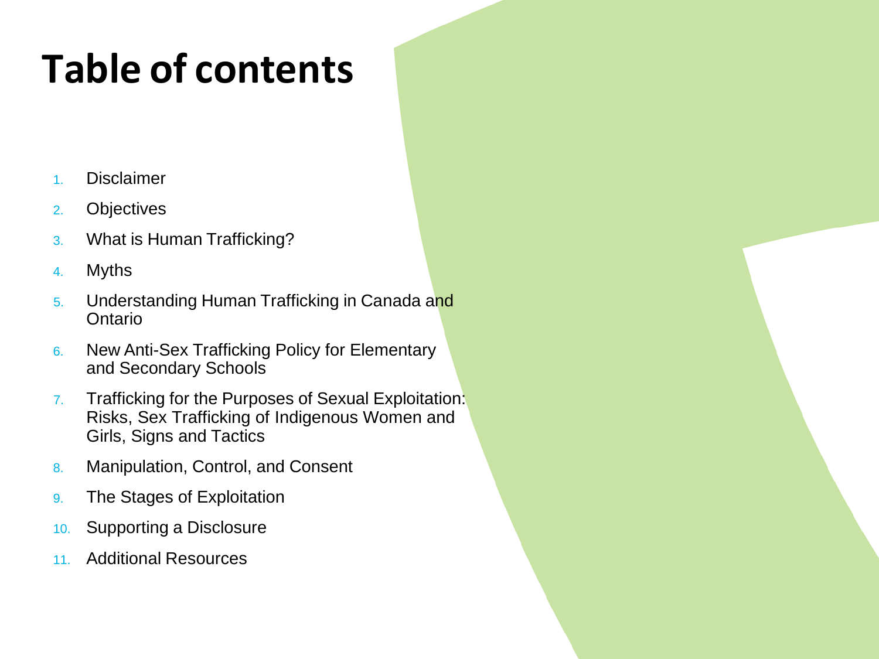# Table of contents

1. Disclaimer
2. Objectives
3. What is Human Trafficking?
4. Myths
5. Understanding Human Trafficking in Canada and Ontario
6. New Anti-Sex Trafficking Policy for Elementary and Secondary Schools
7. Trafficking for the Purposes of Sexual Exploitation: Risks, Sex Trafficking of Indigenous Women and Girls, Signs and Tactics
8. Manipulation, Control, and Consent
9. The Stages of Exploitation
10. Supporting a Disclosure
11. Additional Resources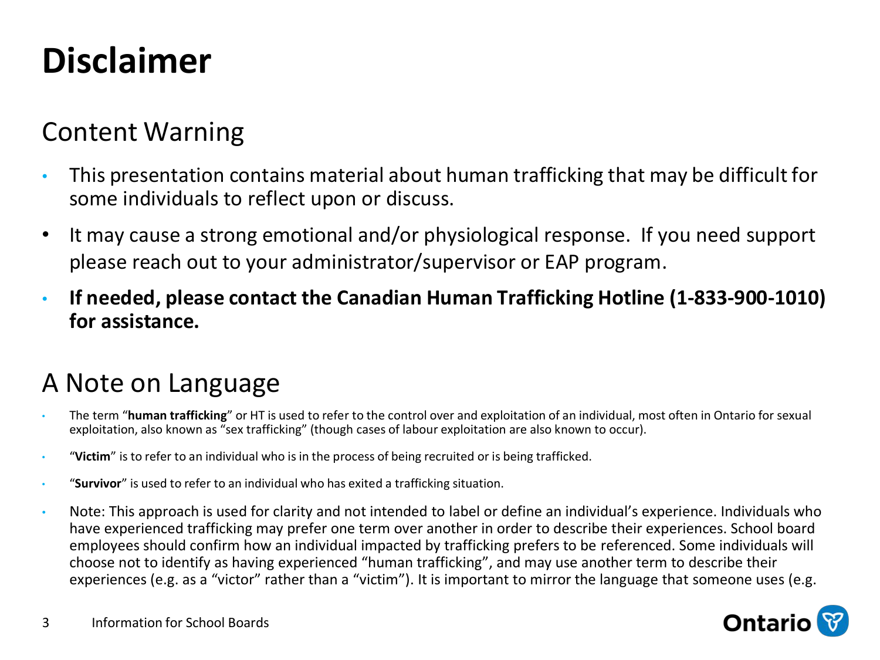# Disclaimer

## Content Warning

- This presentation contains material about human trafficking that may be difficult for some individuals to reflect upon or discuss.
- It may cause a strong emotional and/or physiological response. If you need support please reach out to your administrator/supervisor or EAP program.
- **If needed, please contact the Canadian Human Trafficking Hotline (1-833-900-1010) for assistance.**

## A Note on Language

- The term "**human trafficking**" or HT is used to refer to the control over and exploitation of an individual, most often in Ontario for sexual exploitation, also known as "sex trafficking" (though cases of labour exploitation are also known to occur).
- "**Victim**" is to refer to an individual who is in the process of being recruited or is being trafficked.
- "**Survivor**" is used to refer to an individual who has exited a trafficking situation.
- Note: This approach is used for clarity and not intended to label or define an individual's experience. Individuals who have experienced trafficking may prefer one term over another in order to describe their experiences. School board employees should confirm how an individual impacted by trafficking prefers to be referenced. Some individuals will choose not to identify as having experienced "human trafficking", and may use another term to describe their experiences (e.g. as a "victor" rather than a "victim"). It is important to mirror the language that someone uses (e.g.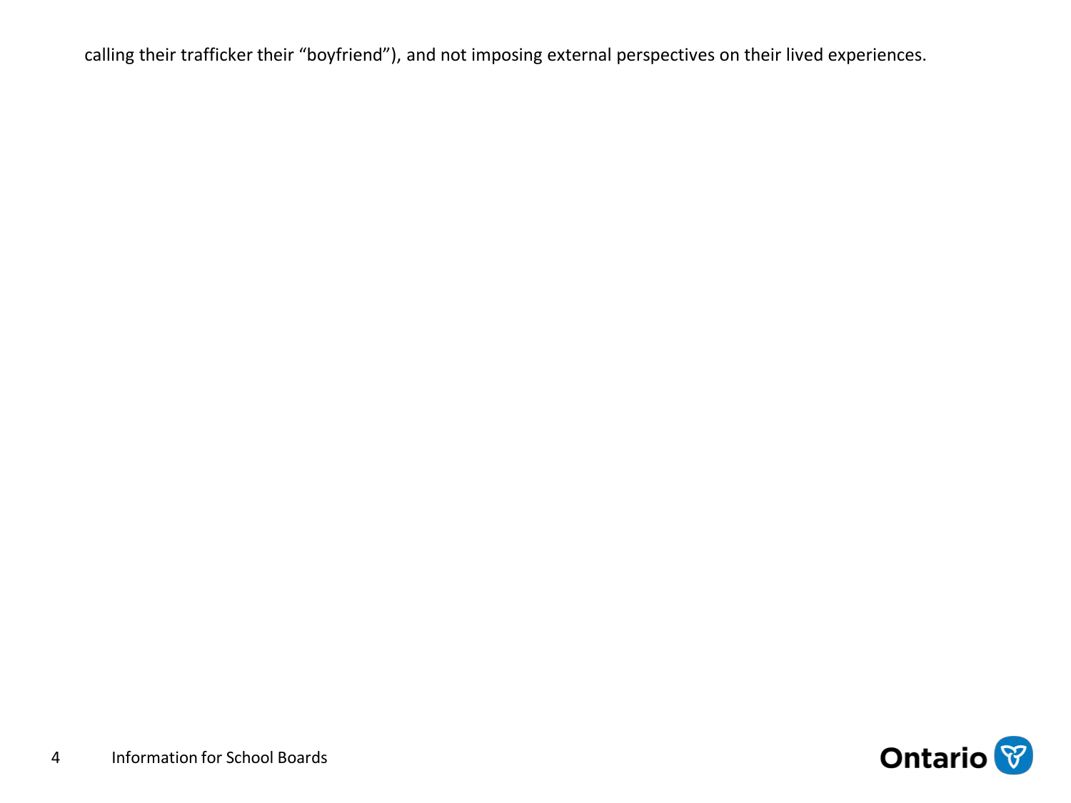calling their trafficker their “boyfriend”), and not imposing external perspectives on their lived experiences.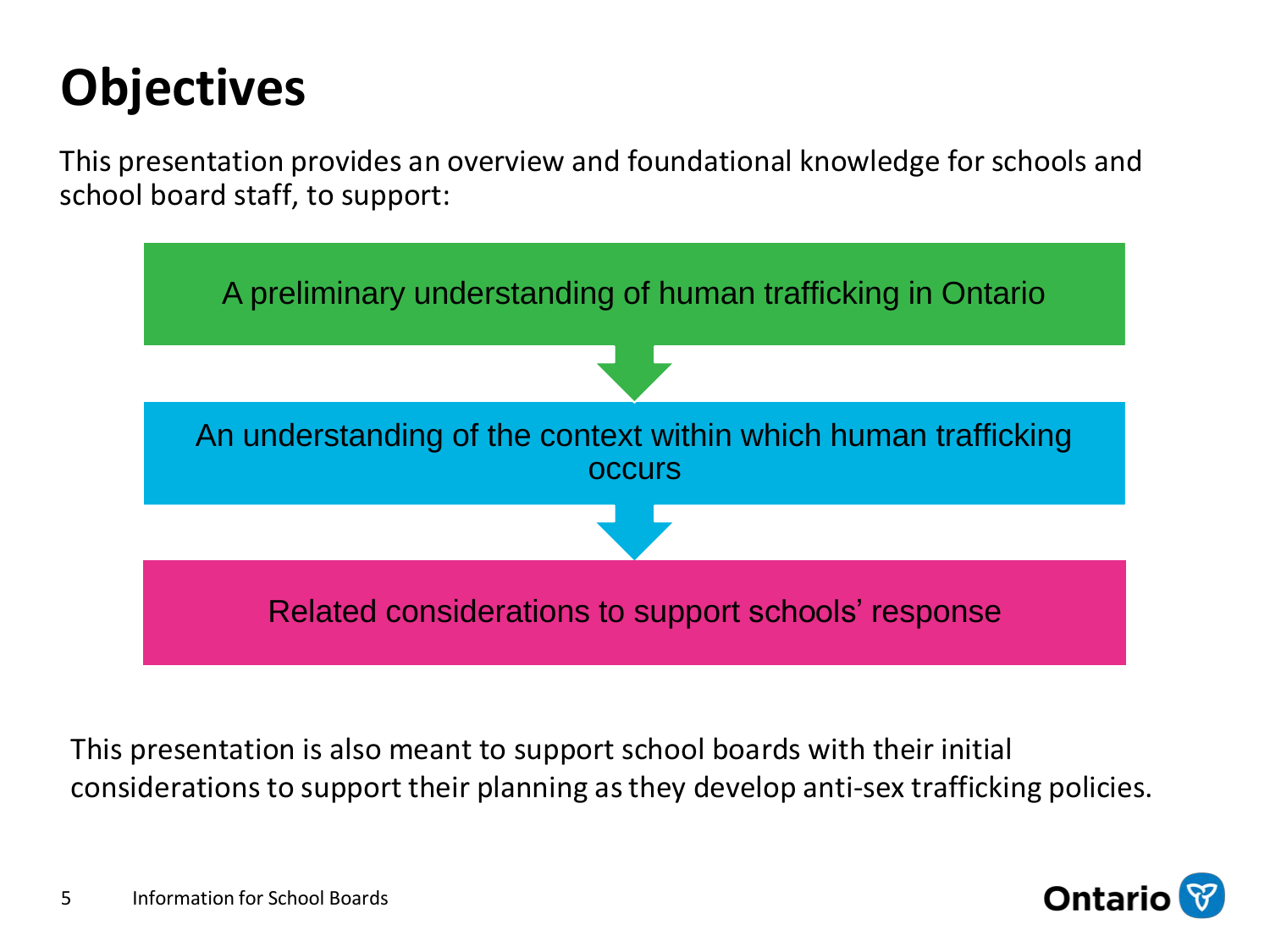# Objectives

This presentation provides an overview and foundational knowledge for schools and school board staff, to support:

1. A preliminary understanding of human trafficking in Ontario
2. An understanding of the context within which human trafficking occurs
3. Related considerations to support schools' response

This presentation is also meant to support school boards with their initial considerations to support their planning as they develop anti-sex trafficking policies.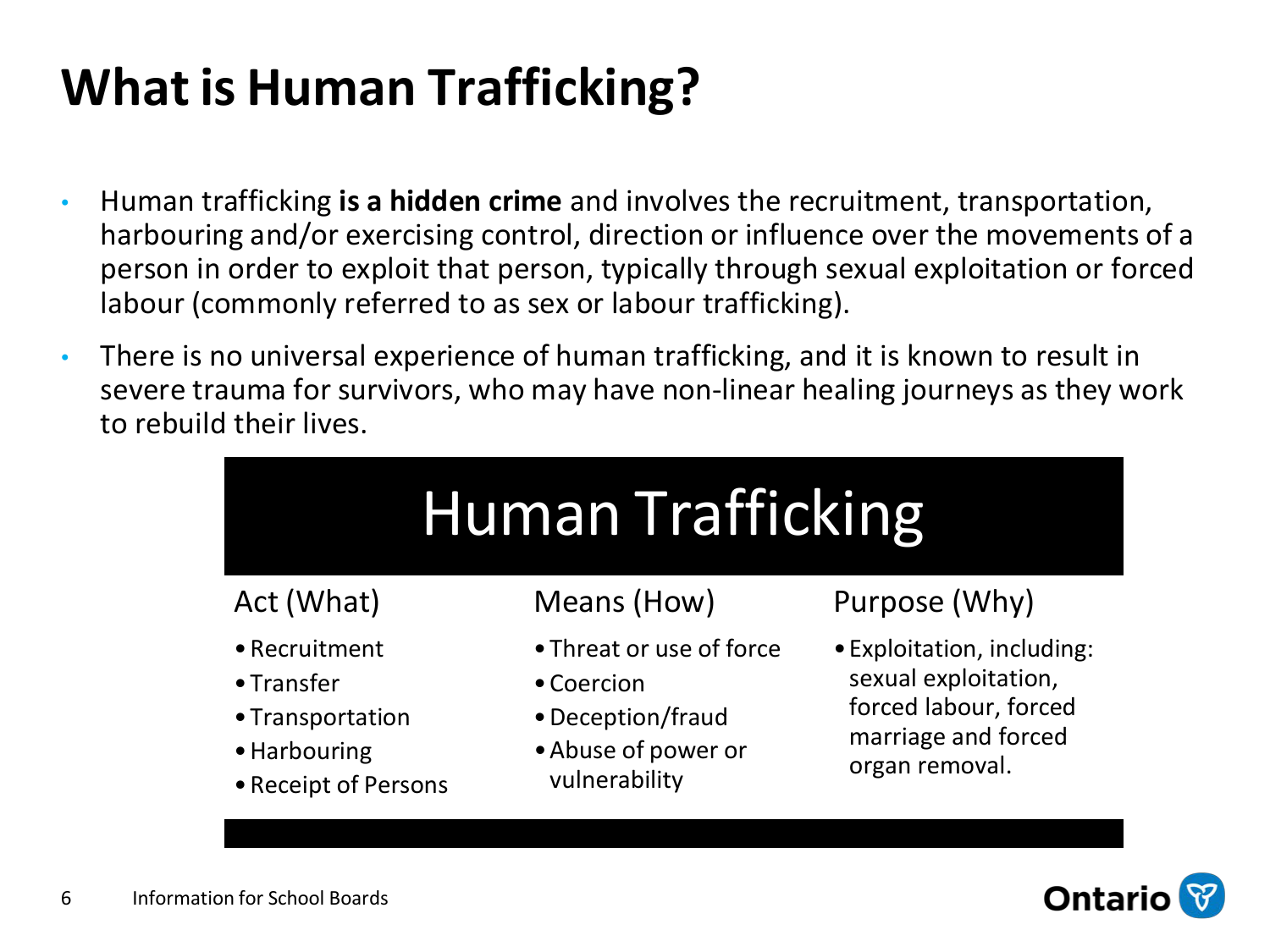# What is Human Trafficking?

- Human trafficking **is a hidden crime** and involves the recruitment, transportation, harbouring and/or exercising control, direction or influence over the movements of a person in order to exploit that person, typically through sexual exploitation or forced labour (commonly referred to as sex or labour trafficking).
- There is no universal experience of human trafficking, and it is known to result in severe trauma for survivors, who may have non-linear healing journeys as they work to rebuild their lives.

## Human Trafficking

### Act (What)

- Recruitment
- Transfer
- Transportation
- Harbouring
- Receipt of Persons

### Means (How)

- Threat or use of force
- Coercion
- Deception/fraud
- Abuse of power or vulnerability

### Purpose (Why)

- Exploitation, including: sexual exploitation, forced labour, forced marriage and forced organ removal.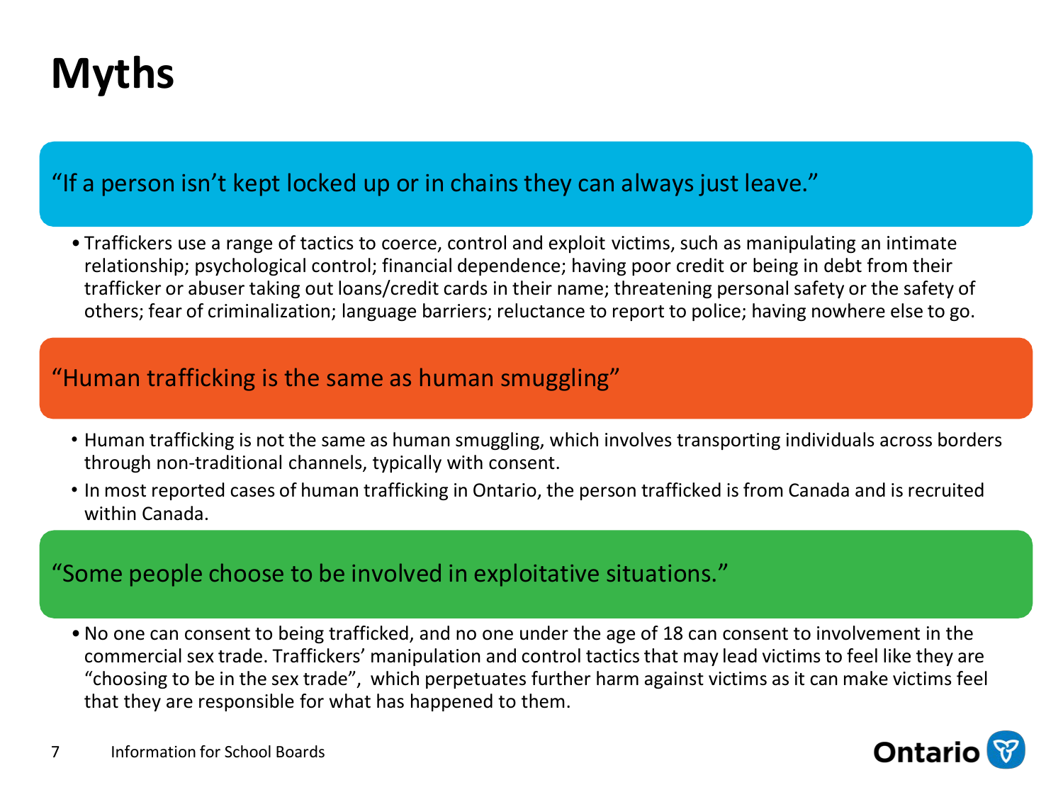# Myths

### "If a person isn't kept locked up or in chains they can always just leave."

- Traffickers use a range of tactics to coerce, control and exploit victims, such as manipulating an intimate relationship; psychological control; financial dependence; having poor credit or being in debt from their trafficker or abuser taking out loans/credit cards in their name; threatening personal safety or the safety of others; fear of criminalization; language barriers; reluctance to report to police; having nowhere else to go.

### "Human trafficking is the same as human smuggling"

- Human trafficking is not the same as human smuggling, which involves transporting individuals across borders through non-traditional channels, typically with consent.
- In most reported cases of human trafficking in Ontario, the person trafficked is from Canada and is recruited within Canada.

### "Some people choose to be involved in exploitative situations."

- No one can consent to being trafficked, and no one under the age of 18 can consent to involvement in the commercial sex trade. Traffickers' manipulation and control tactics that may lead victims to feel like they are "choosing to be in the sex trade", which perpetuates further harm against victims as it can make victims feel that they are responsible for what has happened to them.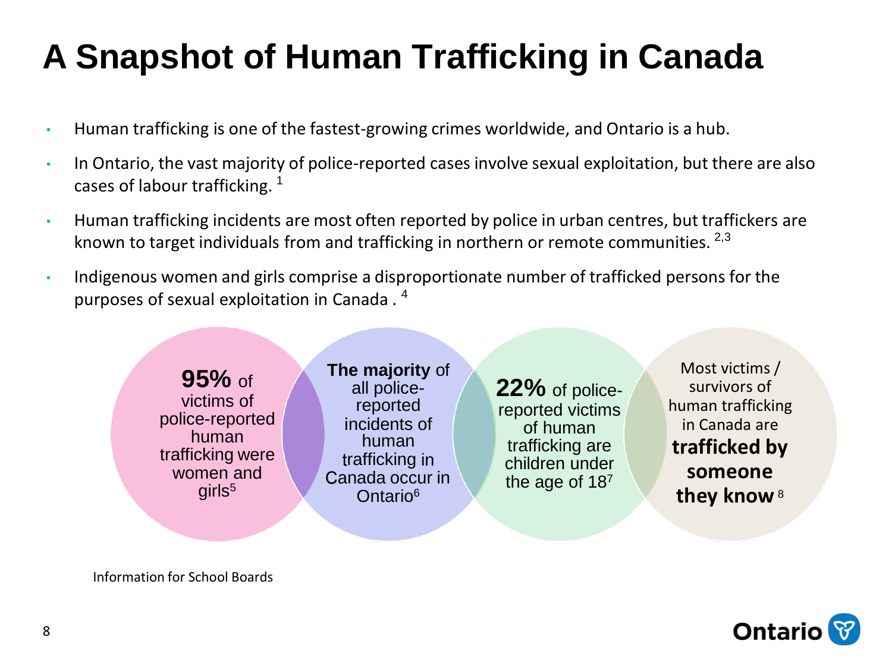# A Snapshot of Human Trafficking in Canada

- Human trafficking is one of the fastest-growing crimes worldwide, and Ontario is a hub.
- In Ontario, the vast majority of police-reported cases involve sexual exploitation, but there are also cases of labour trafficking. [1]
- Human trafficking incidents are most often reported by police in urban centres, but traffickers are known to target individuals from and trafficking in northern or remote communities. [2,3]
- Indigenous women and girls comprise a disproportionate number of trafficked persons for the purposes of sexual exploitation in Canada . [4]

**95%** of victims of police-reported human trafficking were women and girls[5]

**The majority** of all police-reported incidents of human trafficking in Canada occur in Ontario[6]

**22%** of police-reported victims of human trafficking are children under the age of 18[7]

Most victims / survivors of human trafficking in Canada are **trafficked by someone they know** [8]

Information for School Boards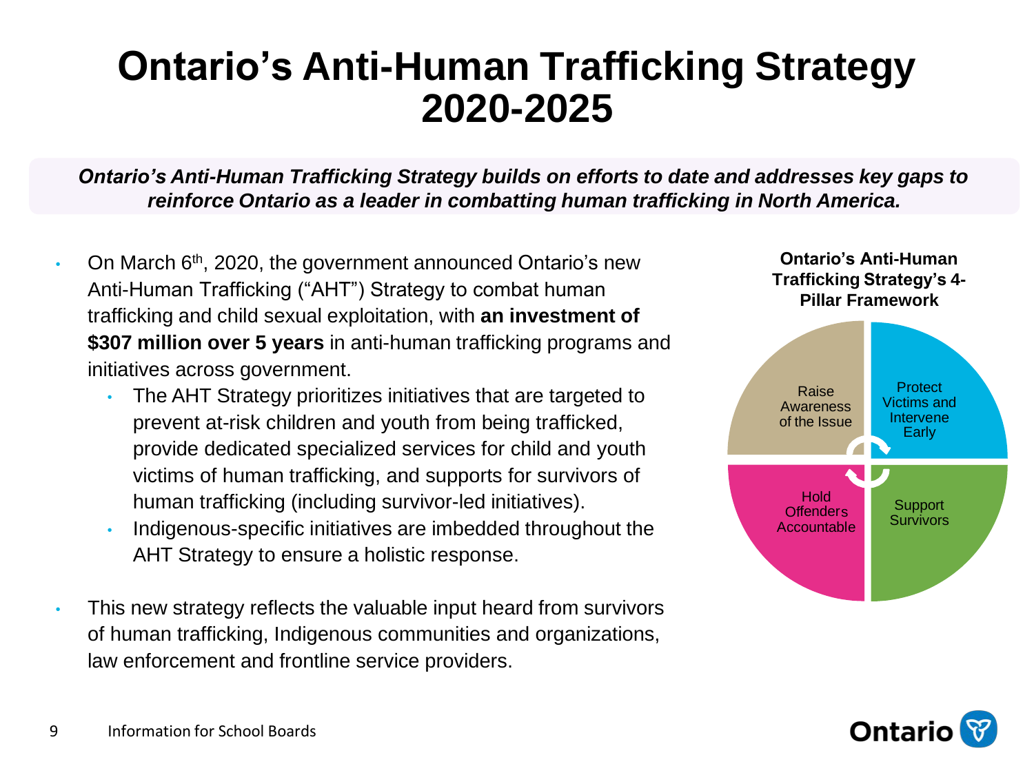# Ontario's Anti-Human Trafficking Strategy 2020-2025

***Ontario's Anti-Human Trafficking Strategy builds on efforts to date and addresses key gaps to reinforce Ontario as a leader in combatting human trafficking in North America.***

- On March 6th, 2020, the government announced Ontario's new Anti-Human Trafficking ("AHT") Strategy to combat human trafficking and child sexual exploitation, with **an investment of $307 million over 5 years** in anti-human trafficking programs and initiatives across government.
  - The AHT Strategy prioritizes initiatives that are targeted to prevent at-risk children and youth from being trafficked, provide dedicated specialized services for child and youth victims of human trafficking, and supports for survivors of human trafficking (including survivor-led initiatives).
  - Indigenous-specific initiatives are imbedded throughout the AHT Strategy to ensure a holistic response.
- This new strategy reflects the valuable input heard from survivors of human trafficking, Indigenous communities and organizations, law enforcement and frontline service providers.

**Ontario's Anti-Human Trafficking Strategy's 4-Pillar Framework**

- Raise Awareness of the Issue
- Protect Victims and Intervene Early
- Support Survivors
- Hold Offenders Accountable

Information for School Boards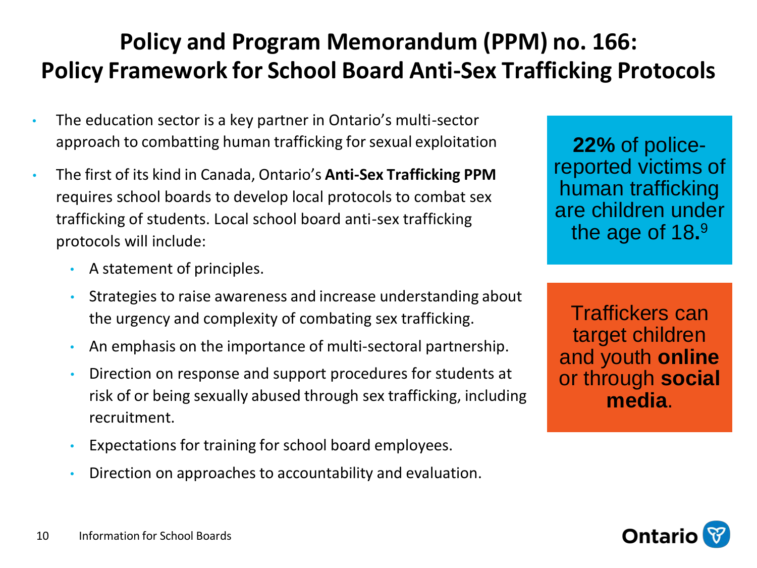# Policy and Program Memorandum (PPM) no. 166: Policy Framework for School Board Anti-Sex Trafficking Protocols

- The education sector is a key partner in Ontario's multi-sector approach to combatting human trafficking for sexual exploitation
- The first of its kind in Canada, Ontario's **Anti-Sex Trafficking PPM** requires school boards to develop local protocols to combat sex trafficking of students. Local school board anti-sex trafficking protocols will include:
  - A statement of principles.
  - Strategies to raise awareness and increase understanding about the urgency and complexity of combating sex trafficking.
  - An emphasis on the importance of multi-sectoral partnership.
  - Direction on response and support procedures for students at risk of or being sexually abused through sex trafficking, including recruitment.
  - Expectations for training for school board employees.
  - Direction on approaches to accountability and evaluation.

**22%** of police-reported victims of human trafficking are children under the age of 18.[9]

Traffickers can target children and youth **online** or through **social media**.

Information for School Boards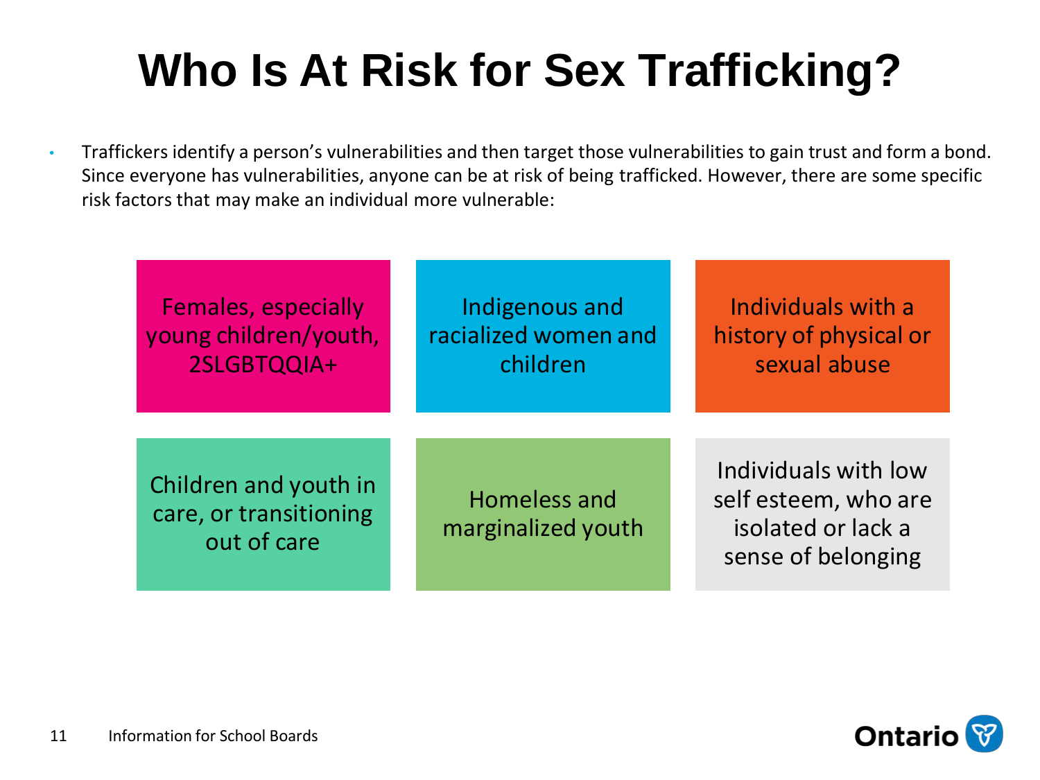# Who Is At Risk for Sex Trafficking?

- Traffickers identify a person's vulnerabilities and then target those vulnerabilities to gain trust and form a bond. Since everyone has vulnerabilities, anyone can be at risk of being trafficked. However, there are some specific risk factors that may make an individual more vulnerable:

- Females, especially young children/youth, 2SLGBTQQIA+
- Indigenous and racialized women and children
- Individuals with a history of physical or sexual abuse
- Children and youth in care, or transitioning out of care
- Homeless and marginalized youth
- Individuals with low self esteem, who are isolated or lack a sense of belonging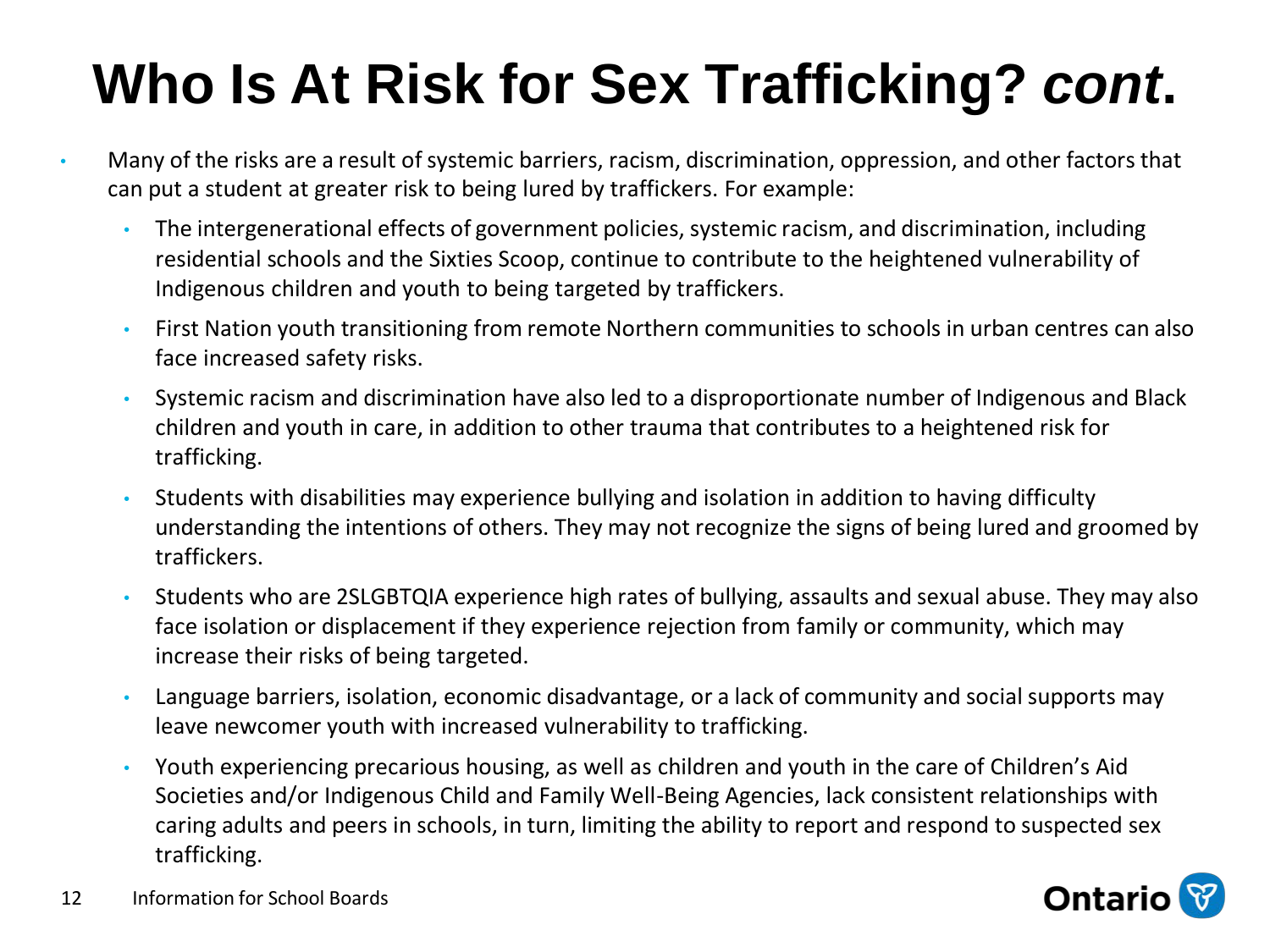# Who Is At Risk for Sex Trafficking? *cont*.

- Many of the risks are a result of systemic barriers, racism, discrimination, oppression, and other factors that can put a student at greater risk to being lured by traffickers. For example:
  - The intergenerational effects of government policies, systemic racism, and discrimination, including residential schools and the Sixties Scoop, continue to contribute to the heightened vulnerability of Indigenous children and youth to being targeted by traffickers.
  - First Nation youth transitioning from remote Northern communities to schools in urban centres can also face increased safety risks.
  - Systemic racism and discrimination have also led to a disproportionate number of Indigenous and Black children and youth in care, in addition to other trauma that contributes to a heightened risk for trafficking.
  - Students with disabilities may experience bullying and isolation in addition to having difficulty understanding the intentions of others. They may not recognize the signs of being lured and groomed by traffickers.
  - Students who are 2SLGBTQIA experience high rates of bullying, assaults and sexual abuse. They may also face isolation or displacement if they experience rejection from family or community, which may increase their risks of being targeted.
  - Language barriers, isolation, economic disadvantage, or a lack of community and social supports may leave newcomer youth with increased vulnerability to trafficking.
  - Youth experiencing precarious housing, as well as children and youth in the care of Children's Aid Societies and/or Indigenous Child and Family Well-Being Agencies, lack consistent relationships with caring adults and peers in schools, in turn, limiting the ability to report and respond to suspected sex trafficking.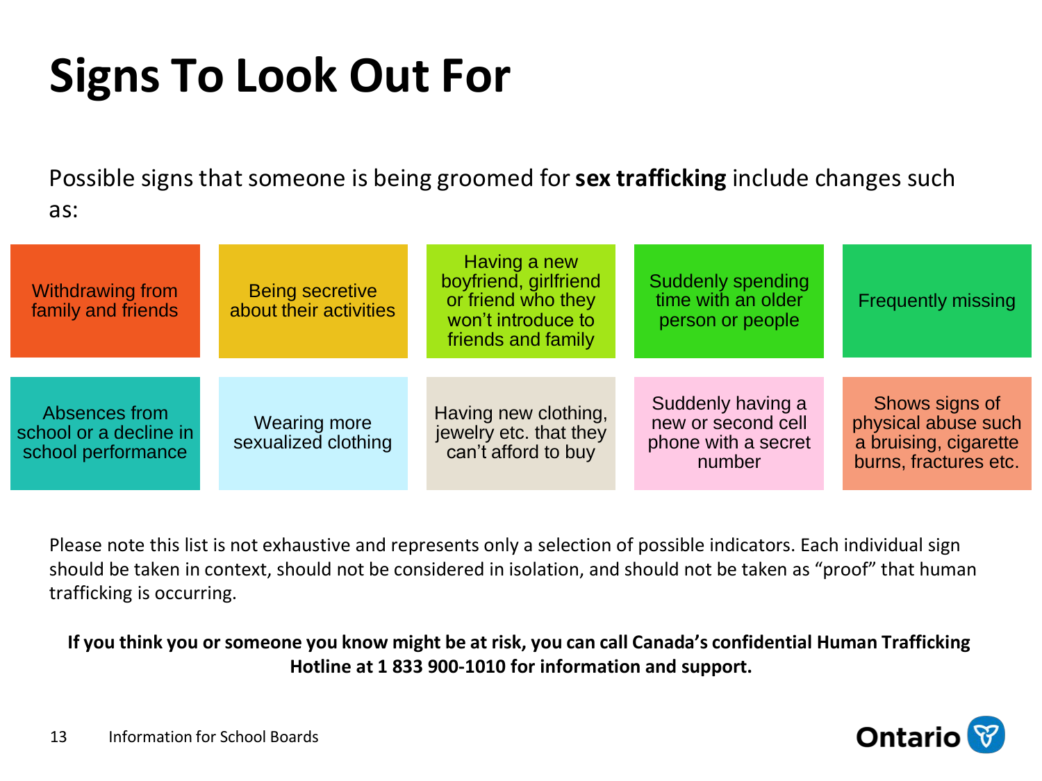# Signs To Look Out For

Possible signs that someone is being groomed for **sex trafficking** include changes such as:

- Withdrawing from family and friends
- Being secretive about their activities
- Having a new boyfriend, girlfriend or friend who they won't introduce to friends and family
- Suddenly spending time with an older person or people
- Frequently missing
- Absences from school or a decline in school performance
- Wearing more sexualized clothing
- Having new clothing, jewelry etc. that they can't afford to buy
- Suddenly having a new or second cell phone with a secret number
- Shows signs of physical abuse such a bruising, cigarette burns, fractures etc.

Please note this list is not exhaustive and represents only a selection of possible indicators. Each individual sign should be taken in context, should not be considered in isolation, and should not be taken as "proof" that human trafficking is occurring.

**If you think you or someone you know might be at risk, you can call Canada's confidential Human Trafficking Hotline at 1 833 900-1010 for information and support.**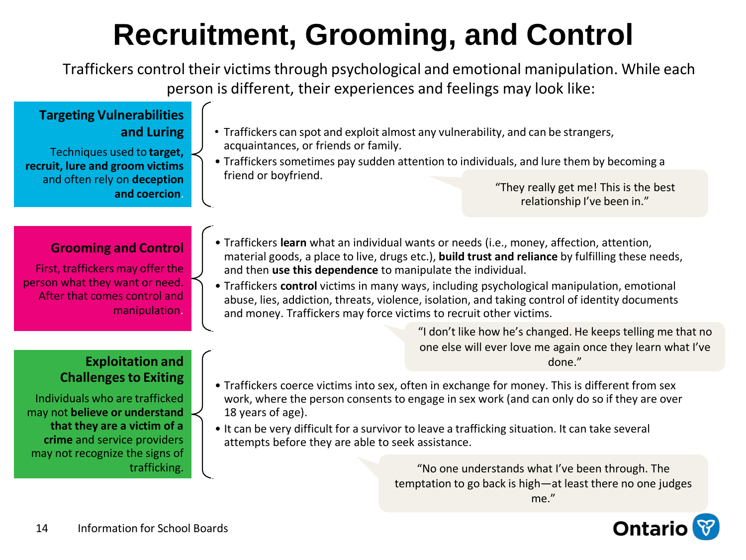# Recruitment, Grooming, and Control

Traffickers control their victims through psychological and emotional manipulation. While each person is different, their experiences and feelings may look like:

### Targeting Vulnerabilities and Luring

Techniques used to **target, recruit, lure and groom victims** and often rely on **deception and coercion**.

- Traffickers can spot and exploit almost any vulnerability, and can be strangers, acquaintances, or friends or family.
- Traffickers sometimes pay sudden attention to individuals, and lure them by becoming a friend or boyfriend.

> "They really get me! This is the best relationship I've been in."

### Grooming and Control

First, traffickers may offer the person what they want or need. After that comes control and manipulation.

- Traffickers **learn** what an individual wants or needs (i.e., money, affection, attention, material goods, a place to live, drugs etc.), **build trust and reliance** by fulfilling these needs, and then **use this dependence** to manipulate the individual.
- Traffickers **control** victims in many ways, including psychological manipulation, emotional abuse, lies, addiction, threats, violence, isolation, and taking control of identity documents and money. Traffickers may force victims to recruit other victims.

> "I don't like how he's changed. He keeps telling me that no one else will ever love me again once they learn what I've done."

### Exploitation and Challenges to Exiting

Individuals who are trafficked may not **believe or understand that they are a victim of a crime** and service providers may not recognize the signs of trafficking.

- Traffickers coerce victims into sex, often in exchange for money. This is different from sex work, where the person consents to engage in sex work (and can only do so if they are over 18 years of age).
- It can be very difficult for a survivor to leave a trafficking situation. It can take several attempts before they are able to seek assistance.

> "No one understands what I've been through. The temptation to go back is high—at least there no one judges me."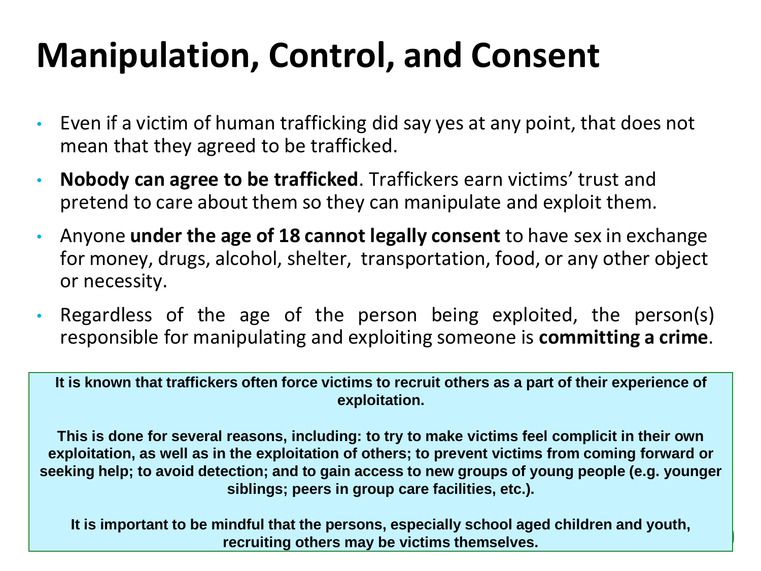# Manipulation, Control, and Consent

- Even if a victim of human trafficking did say yes at any point, that does not mean that they agreed to be trafficked.
- **Nobody can agree to be trafficked**. Traffickers earn victims' trust and pretend to care about them so they can manipulate and exploit them.
- Anyone **under the age of 18 cannot legally consent** to have sex in exchange for money, drugs, alcohol, shelter, transportation, food, or any other object or necessity.
- Regardless of the age of the person being exploited, the person(s) responsible for manipulating and exploiting someone is **committing a crime**.

**It is known that traffickers often force victims to recruit others as a part of their experience of exploitation.**

**This is done for several reasons, including: to try to make victims feel complicit in their own exploitation, as well as in the exploitation of others; to prevent victims from coming forward or seeking help; to avoid detection; and to gain access to new groups of young people (e.g. younger siblings; peers in group care facilities, etc.).**

**It is important to be mindful that the persons, especially school aged children and youth, recruiting others may be victims themselves.**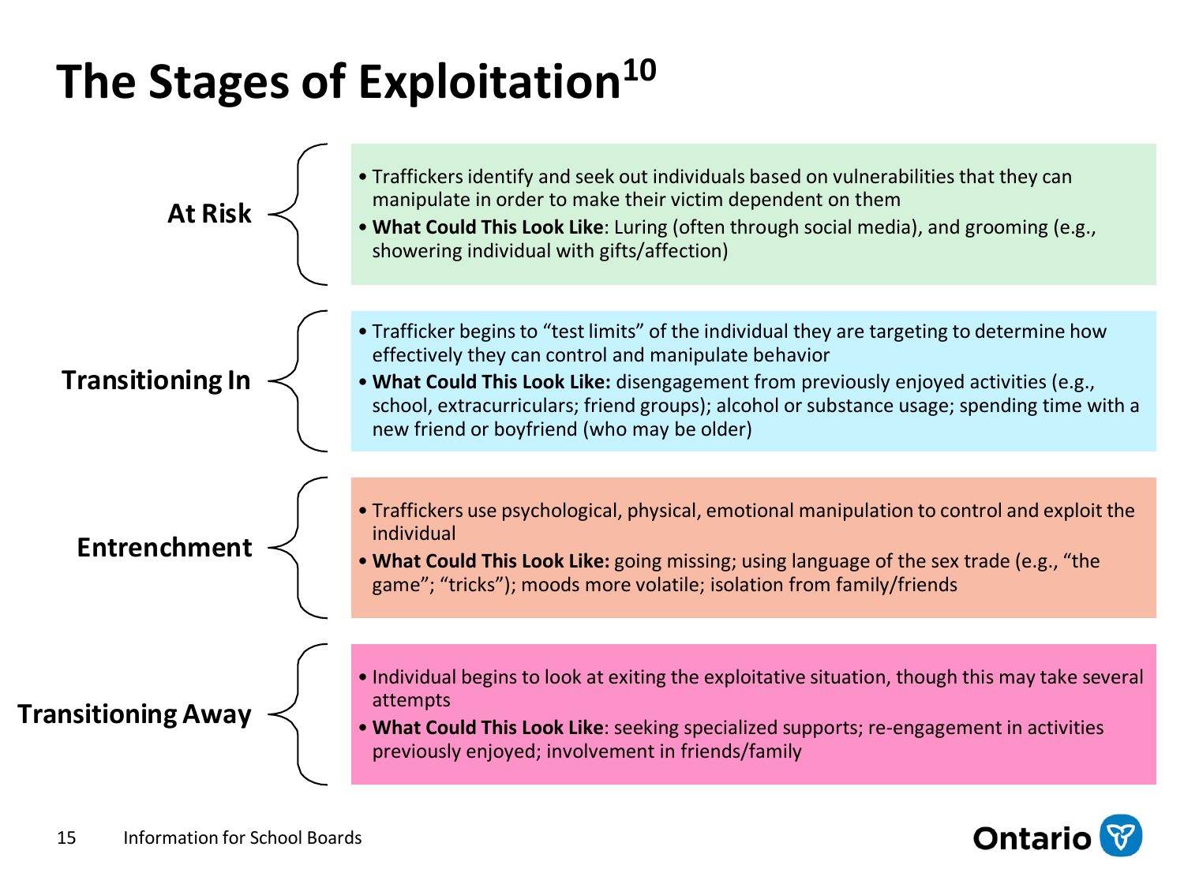# The Stages of Exploitation[10]

## At Risk

- Traffickers identify and seek out individuals based on vulnerabilities that they can manipulate in order to make their victim dependent on them
- **What Could This Look Like**: Luring (often through social media), and grooming (e.g., showering individual with gifts/affection)

## Transitioning In

- Trafficker begins to "test limits" of the individual they are targeting to determine how effectively they can control and manipulate behavior
- **What Could This Look Like:** disengagement from previously enjoyed activities (e.g., school, extracurriculars; friend groups); alcohol or substance usage; spending time with a new friend or boyfriend (who may be older)

## Entrenchment

- Traffickers use psychological, physical, emotional manipulation to control and exploit the individual
- **What Could This Look Like:** going missing; using language of the sex trade (e.g., "the game"; "tricks"); moods more volatile; isolation from family/friends

## Transitioning Away

- Individual begins to look at exiting the exploitative situation, though this may take several attempts
- **What Could This Look Like**: seeking specialized supports; re-engagement in activities previously enjoyed; involvement in friends/family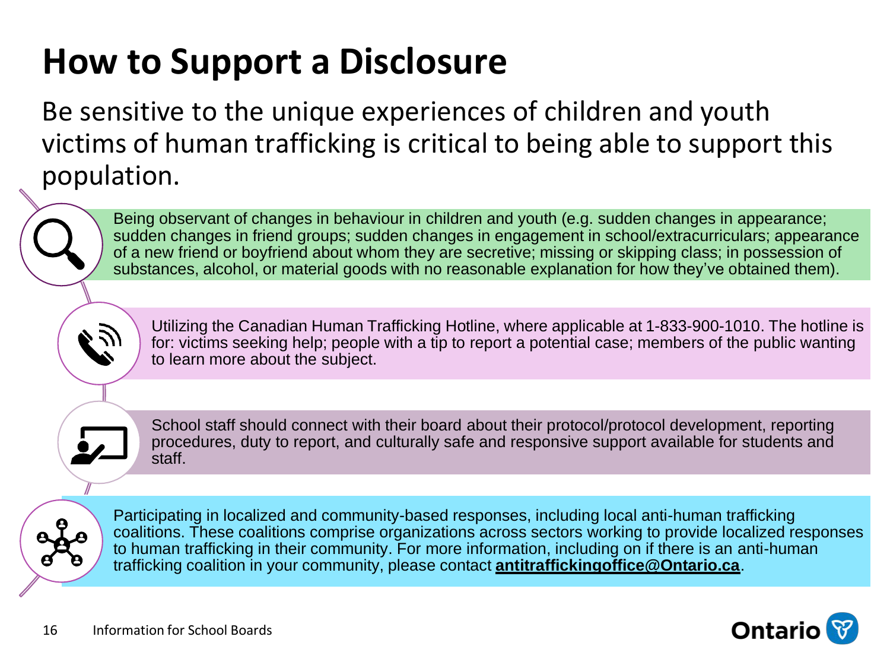# How to Support a Disclosure

Be sensitive to the unique experiences of children and youth victims of human trafficking is critical to being able to support this population.

- Being observant of changes in behaviour in children and youth (e.g. sudden changes in appearance; sudden changes in friend groups; sudden changes in engagement in school/extracurriculars; appearance of a new friend or boyfriend about whom they are secretive; missing or skipping class; in possession of substances, alcohol, or material goods with no reasonable explanation for how they've obtained them).
- Utilizing the Canadian Human Trafficking Hotline, where applicable at 1-833-900-1010. The hotline is for: victims seeking help; people with a tip to report a potential case; members of the public wanting to learn more about the subject.
- School staff should connect with their board about their protocol/protocol development, reporting procedures, duty to report, and culturally safe and responsive support available for students and staff.
- Participating in localized and community-based responses, including local anti-human trafficking coalitions. These coalitions comprise organizations across sectors working to provide localized responses to human trafficking in their community. For more information, including on if there is an anti-human trafficking coalition in your community, please contact **antitraffickingoffice@Ontario.ca**.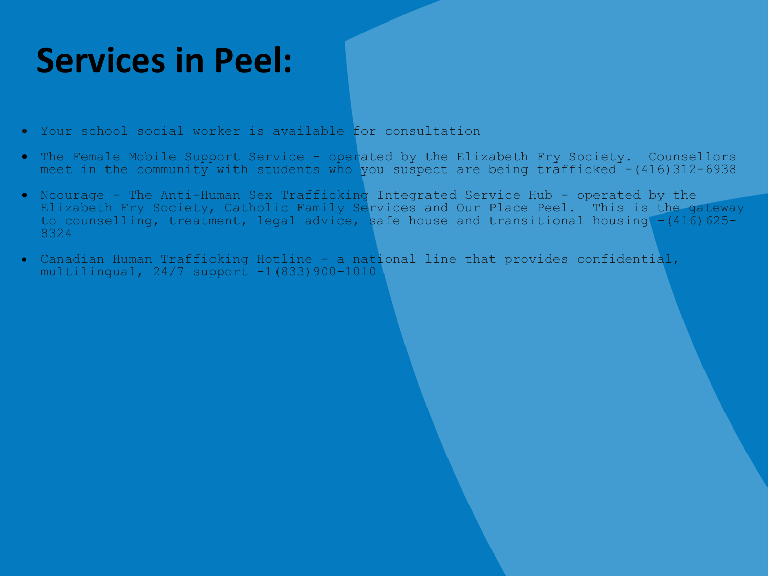# Services in Peel:

- Your school social worker is available for consultation
- The Female Mobile Support Service - operated by the Elizabeth Fry Society. Counsellors meet in the community with students who you suspect are being trafficked -(416)312-6938
- Ncourage - The Anti-Human Sex Trafficking Integrated Service Hub - operated by the Elizabeth Fry Society, Catholic Family Services and Our Place Peel. This is the gateway to counselling, treatment, legal advice, safe house and transitional housing -(416)625-8324
- Canadian Human Trafficking Hotline - a national line that provides confidential, multilingual, 24/7 support -1(833)900-1010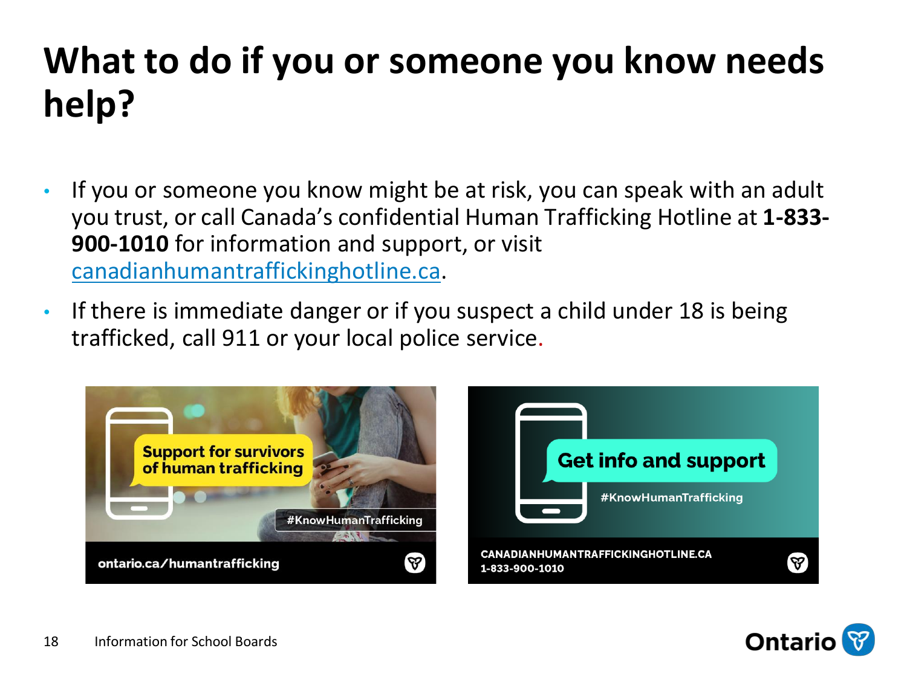# What to do if you or someone you know needs help?

- If you or someone you know might be at risk, you can speak with an adult you trust, or call Canada's confidential Human Trafficking Hotline at **1-833-900-1010** for information and support, or visit canadianhumantraffickinghotline.ca.
- If there is immediate danger or if you suspect a child under 18 is being trafficked, call 911 or your local police service.

Support for survivors of human trafficking

#KnowHumanTrafficking

ontario.ca/humantrafficking

Get info and support

#KnowHumanTrafficking

CANADIANHUMANTRAFFICKINGHOTLINE.CA
1-833-900-1010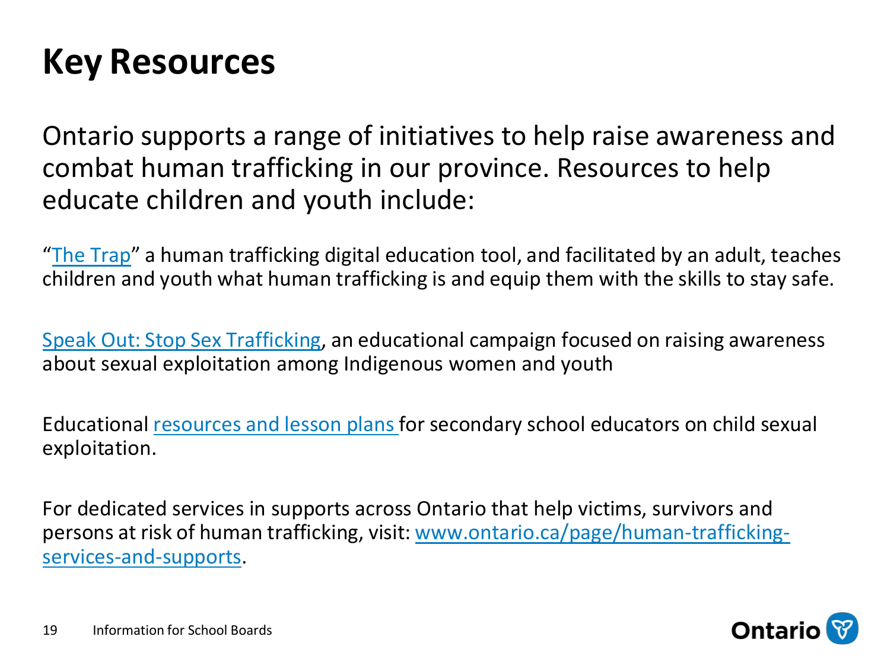# Key Resources

Ontario supports a range of initiatives to help raise awareness and combat human trafficking in our province. Resources to help educate children and youth include:

"The Trap" a human trafficking digital education tool, and facilitated by an adult, teaches children and youth what human trafficking is and equip them with the skills to stay safe.

Speak Out: Stop Sex Trafficking, an educational campaign focused on raising awareness about sexual exploitation among Indigenous women and youth

Educational resources and lesson plans for secondary school educators on child sexual exploitation.

For dedicated services in supports across Ontario that help victims, survivors and persons at risk of human trafficking, visit: www.ontario.ca/page/human-trafficking-services-and-supports.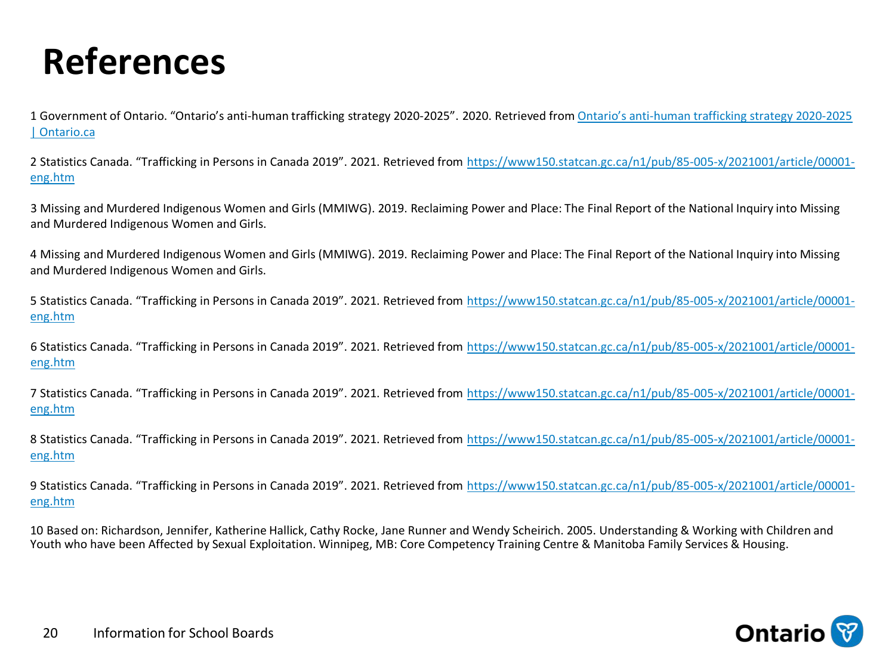# References

1 Government of Ontario. “Ontario’s anti-human trafficking strategy 2020-2025”. 2020. Retrieved from Ontario’s anti-human trafficking strategy 2020-2025 | Ontario.ca

2 Statistics Canada. “Trafficking in Persons in Canada 2019”. 2021. Retrieved from https://www150.statcan.gc.ca/n1/pub/85-005-x/2021001/article/00001-eng.htm

3 Missing and Murdered Indigenous Women and Girls (MMIWG). 2019. Reclaiming Power and Place: The Final Report of the National Inquiry into Missing and Murdered Indigenous Women and Girls.

4 Missing and Murdered Indigenous Women and Girls (MMIWG). 2019. Reclaiming Power and Place: The Final Report of the National Inquiry into Missing and Murdered Indigenous Women and Girls.

5 Statistics Canada. “Trafficking in Persons in Canada 2019”. 2021. Retrieved from https://www150.statcan.gc.ca/n1/pub/85-005-x/2021001/article/00001-eng.htm

6 Statistics Canada. “Trafficking in Persons in Canada 2019”. 2021. Retrieved from https://www150.statcan.gc.ca/n1/pub/85-005-x/2021001/article/00001-eng.htm

7 Statistics Canada. “Trafficking in Persons in Canada 2019”. 2021. Retrieved from https://www150.statcan.gc.ca/n1/pub/85-005-x/2021001/article/00001-eng.htm

8 Statistics Canada. “Trafficking in Persons in Canada 2019”. 2021. Retrieved from https://www150.statcan.gc.ca/n1/pub/85-005-x/2021001/article/00001-eng.htm

9 Statistics Canada. “Trafficking in Persons in Canada 2019”. 2021. Retrieved from https://www150.statcan.gc.ca/n1/pub/85-005-x/2021001/article/00001-eng.htm

10 Based on: Richardson, Jennifer, Katherine Hallick, Cathy Rocke, Jane Runner and Wendy Scheirich. 2005. Understanding & Working with Children and Youth who have been Affected by Sexual Exploitation. Winnipeg, MB: Core Competency Training Centre & Manitoba Family Services & Housing.